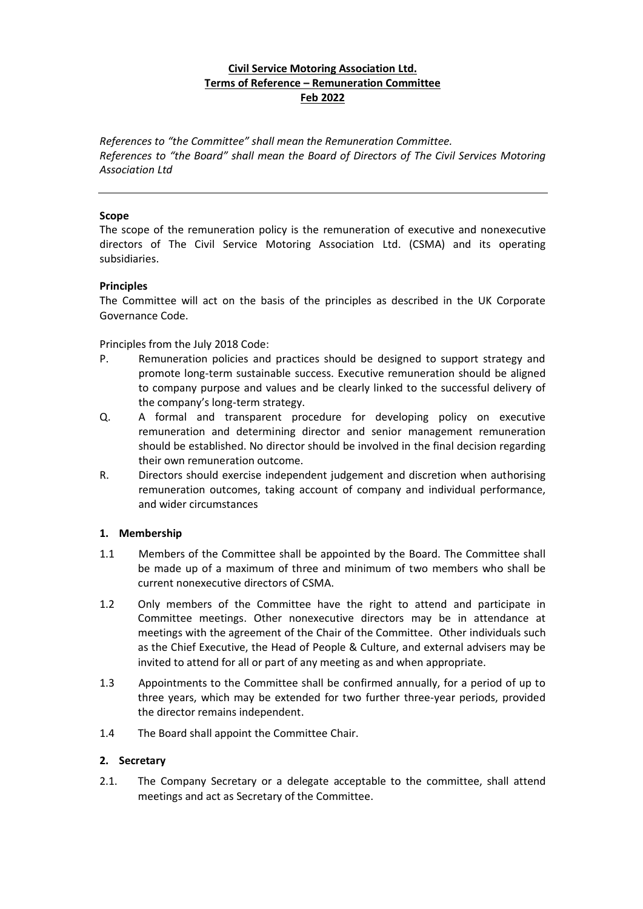**Civil Service Motoring Association Ltd.**
**Terms of Reference – Remuneration Committee**
**Feb 2022**

*References to "the Committee" shall mean the Remuneration Committee.*
*References to "the Board" shall mean the Board of Directors of The Civil Services Motoring Association Ltd*

---

**Scope**

The scope of the remuneration policy is the remuneration of executive and nonexecutive directors of The Civil Service Motoring Association Ltd. (CSMA) and its operating subsidiaries.

**Principles**

The Committee will act on the basis of the principles as described in the UK Corporate Governance Code.

Principles from the July 2018 Code:

P. Remuneration policies and practices should be designed to support strategy and promote long-term sustainable success. Executive remuneration should be aligned to company purpose and values and be clearly linked to the successful delivery of the company's long-term strategy.

Q. A formal and transparent procedure for developing policy on executive remuneration and determining director and senior management remuneration should be established. No director should be involved in the final decision regarding their own remuneration outcome.

R. Directors should exercise independent judgement and discretion when authorising remuneration outcomes, taking account of company and individual performance, and wider circumstances

**1. Membership**

1.1 Members of the Committee shall be appointed by the Board. The Committee shall be made up of a maximum of three and minimum of two members who shall be current nonexecutive directors of CSMA.

1.2 Only members of the Committee have the right to attend and participate in Committee meetings. Other nonexecutive directors may be in attendance at meetings with the agreement of the Chair of the Committee. Other individuals such as the Chief Executive, the Head of People & Culture, and external advisers may be invited to attend for all or part of any meeting as and when appropriate.

1.3 Appointments to the Committee shall be confirmed annually, for a period of up to three years, which may be extended for two further three-year periods, provided the director remains independent.

1.4 The Board shall appoint the Committee Chair.

**2. Secretary**

2.1. The Company Secretary or a delegate acceptable to the committee, shall attend meetings and act as Secretary of the Committee.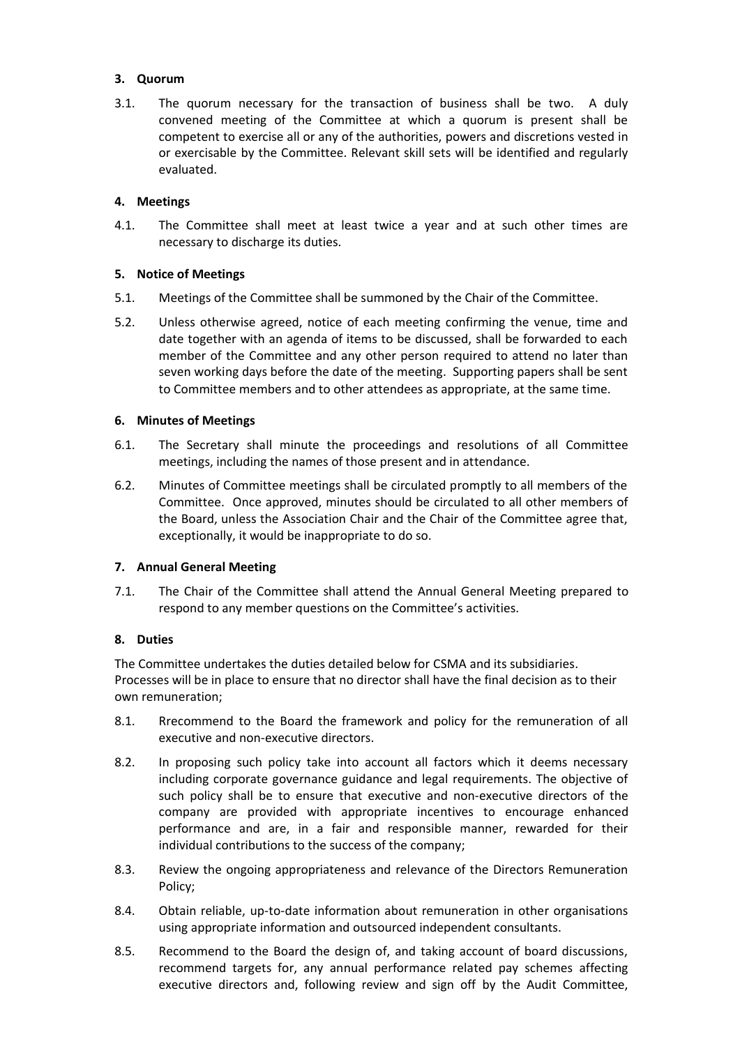**3. Quorum**

3.1. The quorum necessary for the transaction of business shall be two. A duly convened meeting of the Committee at which a quorum is present shall be competent to exercise all or any of the authorities, powers and discretions vested in or exercisable by the Committee. Relevant skill sets will be identified and regularly evaluated.

**4. Meetings**

4.1. The Committee shall meet at least twice a year and at such other times are necessary to discharge its duties.

**5. Notice of Meetings**

5.1. Meetings of the Committee shall be summoned by the Chair of the Committee.

5.2. Unless otherwise agreed, notice of each meeting confirming the venue, time and date together with an agenda of items to be discussed, shall be forwarded to each member of the Committee and any other person required to attend no later than seven working days before the date of the meeting. Supporting papers shall be sent to Committee members and to other attendees as appropriate, at the same time.

**6. Minutes of Meetings**

6.1. The Secretary shall minute the proceedings and resolutions of all Committee meetings, including the names of those present and in attendance.

6.2. Minutes of Committee meetings shall be circulated promptly to all members of the Committee. Once approved, minutes should be circulated to all other members of the Board, unless the Association Chair and the Chair of the Committee agree that, exceptionally, it would be inappropriate to do so.

**7. Annual General Meeting**

7.1. The Chair of the Committee shall attend the Annual General Meeting prepared to respond to any member questions on the Committee's activities.

**8. Duties**

The Committee undertakes the duties detailed below for CSMA and its subsidiaries. Processes will be in place to ensure that no director shall have the final decision as to their own remuneration;

8.1. Rrecommend to the Board the framework and policy for the remuneration of all executive and non-executive directors.

8.2. In proposing such policy take into account all factors which it deems necessary including corporate governance guidance and legal requirements. The objective of such policy shall be to ensure that executive and non-executive directors of the company are provided with appropriate incentives to encourage enhanced performance and are, in a fair and responsible manner, rewarded for their individual contributions to the success of the company;

8.3. Review the ongoing appropriateness and relevance of the Directors Remuneration Policy;

8.4. Obtain reliable, up-to-date information about remuneration in other organisations using appropriate information and outsourced independent consultants.

8.5. Recommend to the Board the design of, and taking account of board discussions, recommend targets for, any annual performance related pay schemes affecting executive directors and, following review and sign off by the Audit Committee,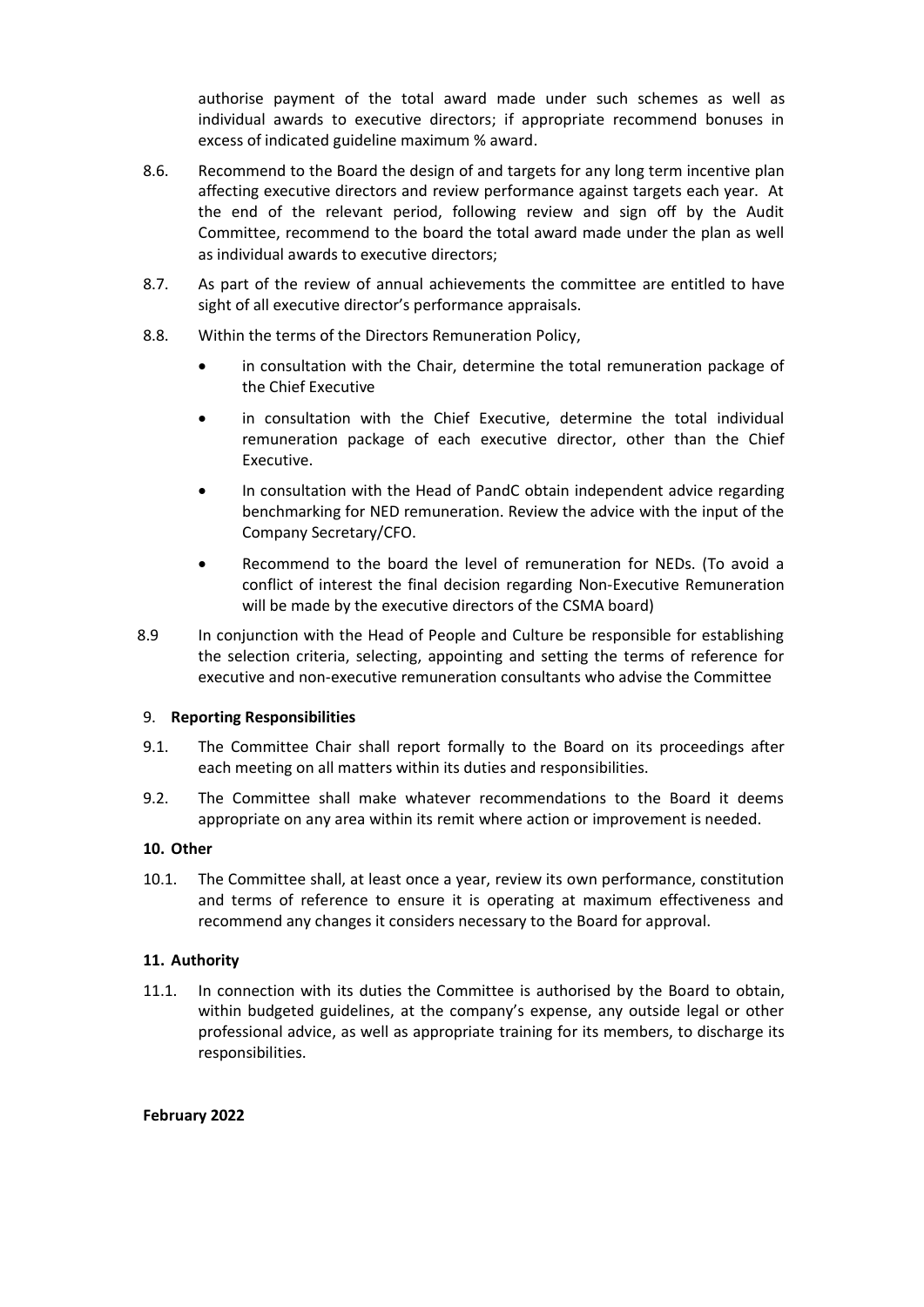authorise payment of the total award made under such schemes as well as individual awards to executive directors; if appropriate recommend bonuses in excess of indicated guideline maximum % award.

8.6. Recommend to the Board the design of and targets for any long term incentive plan affecting executive directors and review performance against targets each year. At the end of the relevant period, following review and sign off by the Audit Committee, recommend to the board the total award made under the plan as well as individual awards to executive directors;

8.7. As part of the review of annual achievements the committee are entitled to have sight of all executive director's performance appraisals.

8.8. Within the terms of the Directors Remuneration Policy,

- in consultation with the Chair, determine the total remuneration package of the Chief Executive
- in consultation with the Chief Executive, determine the total individual remuneration package of each executive director, other than the Chief Executive.
- In consultation with the Head of PandC obtain independent advice regarding benchmarking for NED remuneration. Review the advice with the input of the Company Secretary/CFO.
- Recommend to the board the level of remuneration for NEDs. (To avoid a conflict of interest the final decision regarding Non-Executive Remuneration will be made by the executive directors of the CSMA board)

8.9 In conjunction with the Head of People and Culture be responsible for establishing the selection criteria, selecting, appointing and setting the terms of reference for executive and non-executive remuneration consultants who advise the Committee

9. **Reporting Responsibilities**

9.1. The Committee Chair shall report formally to the Board on its proceedings after each meeting on all matters within its duties and responsibilities.

9.2. The Committee shall make whatever recommendations to the Board it deems appropriate on any area within its remit where action or improvement is needed.

**10. Other**

10.1. The Committee shall, at least once a year, review its own performance, constitution and terms of reference to ensure it is operating at maximum effectiveness and recommend any changes it considers necessary to the Board for approval.

**11. Authority**

11.1. In connection with its duties the Committee is authorised by the Board to obtain, within budgeted guidelines, at the company's expense, any outside legal or other professional advice, as well as appropriate training for its members, to discharge its responsibilities.

**February 2022**